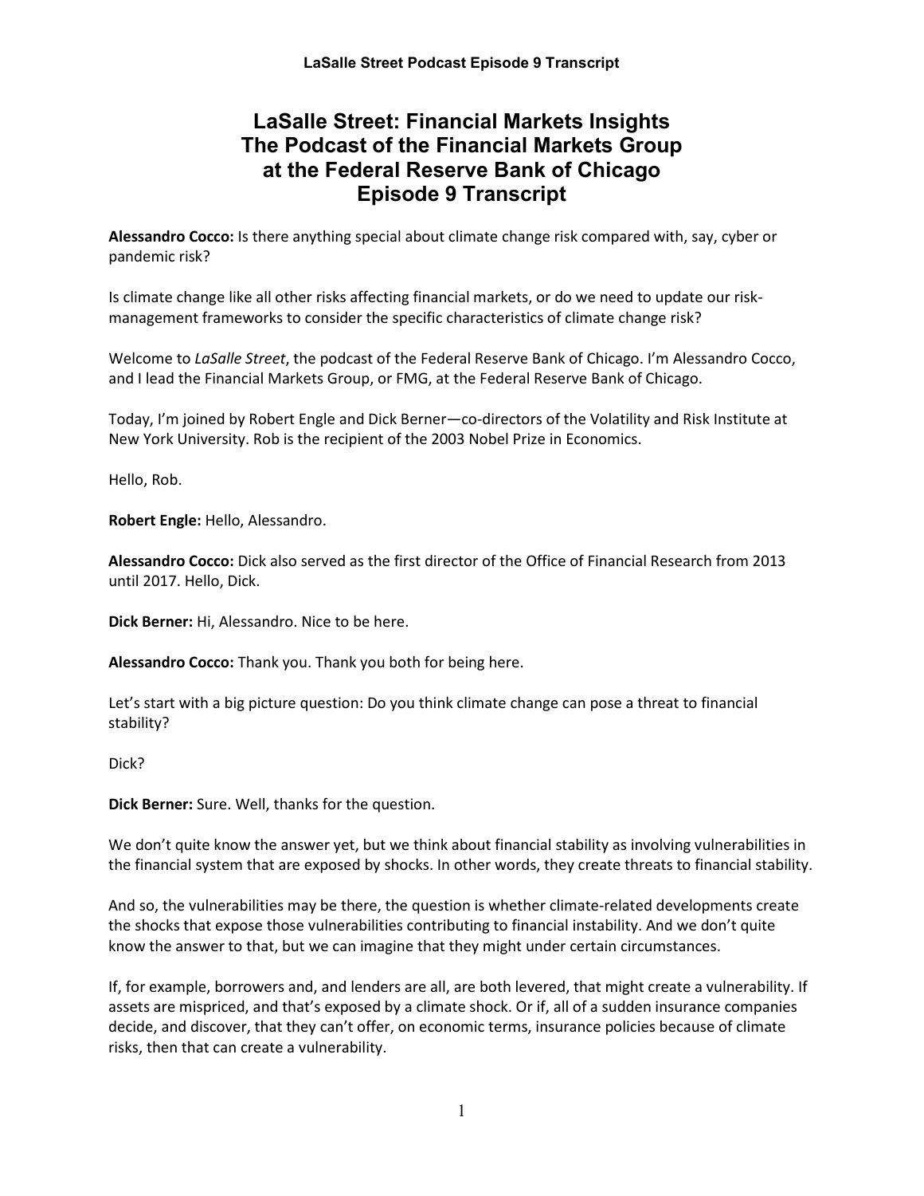# LaSalle Street: Financial Markets Insights
# The Podcast of the Financial Markets Group at the Federal Reserve Bank of Chicago
# Episode 9 Transcript

**Alessandro Cocco:** Is there anything special about climate change risk compared with, say, cyber or pandemic risk?

Is climate change like all other risks affecting financial markets, or do we need to update our risk-management frameworks to consider the specific characteristics of climate change risk?

Welcome to *LaSalle Street*, the podcast of the Federal Reserve Bank of Chicago. I'm Alessandro Cocco, and I lead the Financial Markets Group, or FMG, at the Federal Reserve Bank of Chicago.

Today, I'm joined by Robert Engle and Dick Berner—co-directors of the Volatility and Risk Institute at New York University. Rob is the recipient of the 2003 Nobel Prize in Economics.

Hello, Rob.

**Robert Engle:** Hello, Alessandro.

**Alessandro Cocco:** Dick also served as the first director of the Office of Financial Research from 2013 until 2017. Hello, Dick.

**Dick Berner:** Hi, Alessandro. Nice to be here.

**Alessandro Cocco:** Thank you. Thank you both for being here.

Let's start with a big picture question: Do you think climate change can pose a threat to financial stability?

Dick?

**Dick Berner:** Sure. Well, thanks for the question.

We don't quite know the answer yet, but we think about financial stability as involving vulnerabilities in the financial system that are exposed by shocks. In other words, they create threats to financial stability.

And so, the vulnerabilities may be there, the question is whether climate-related developments create the shocks that expose those vulnerabilities contributing to financial instability. And we don't quite know the answer to that, but we can imagine that they might under certain circumstances.

If, for example, borrowers and, and lenders are all, are both levered, that might create a vulnerability. If assets are mispriced, and that's exposed by a climate shock. Or if, all of a sudden insurance companies decide, and discover, that they can't offer, on economic terms, insurance policies because of climate risks, then that can create a vulnerability.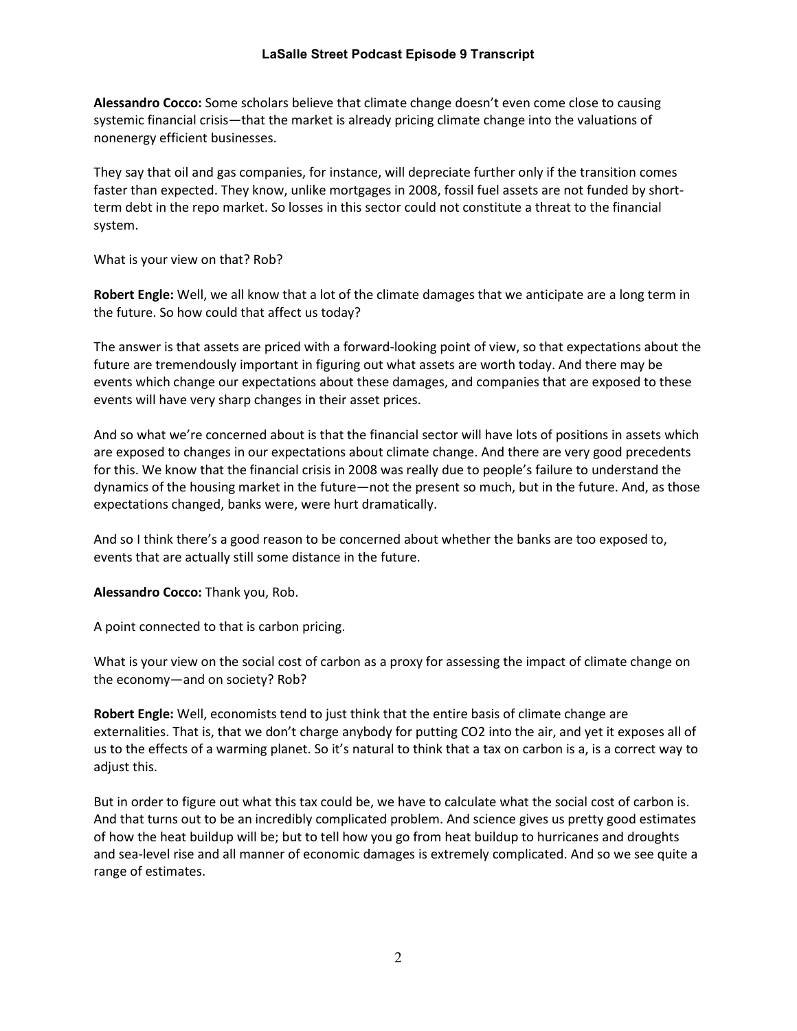**Alessandro Cocco:** Some scholars believe that climate change doesn't even come close to causing systemic financial crisis—that the market is already pricing climate change into the valuations of nonenergy efficient businesses.

They say that oil and gas companies, for instance, will depreciate further only if the transition comes faster than expected. They know, unlike mortgages in 2008, fossil fuel assets are not funded by short-term debt in the repo market. So losses in this sector could not constitute a threat to the financial system.

What is your view on that? Rob?

**Robert Engle:** Well, we all know that a lot of the climate damages that we anticipate are a long term in the future. So how could that affect us today?

The answer is that assets are priced with a forward-looking point of view, so that expectations about the future are tremendously important in figuring out what assets are worth today. And there may be events which change our expectations about these damages, and companies that are exposed to these events will have very sharp changes in their asset prices.

And so what we're concerned about is that the financial sector will have lots of positions in assets which are exposed to changes in our expectations about climate change. And there are very good precedents for this. We know that the financial crisis in 2008 was really due to people's failure to understand the dynamics of the housing market in the future—not the present so much, but in the future. And, as those expectations changed, banks were, were hurt dramatically.

And so I think there's a good reason to be concerned about whether the banks are too exposed to, events that are actually still some distance in the future.

**Alessandro Cocco:** Thank you, Rob.

A point connected to that is carbon pricing.

What is your view on the social cost of carbon as a proxy for assessing the impact of climate change on the economy—and on society? Rob?

**Robert Engle:** Well, economists tend to just think that the entire basis of climate change are externalities. That is, that we don't charge anybody for putting $CO_2$ into the air, and yet it exposes all of us to the effects of a warming planet. So it's natural to think that a tax on carbon is a, is a correct way to adjust this.

But in order to figure out what this tax could be, we have to calculate what the social cost of carbon is. And that turns out to be an incredibly complicated problem. And science gives us pretty good estimates of how the heat buildup will be; but to tell how you go from heat buildup to hurricanes and droughts and sea-level rise and all manner of economic damages is extremely complicated. And so we see quite a range of estimates.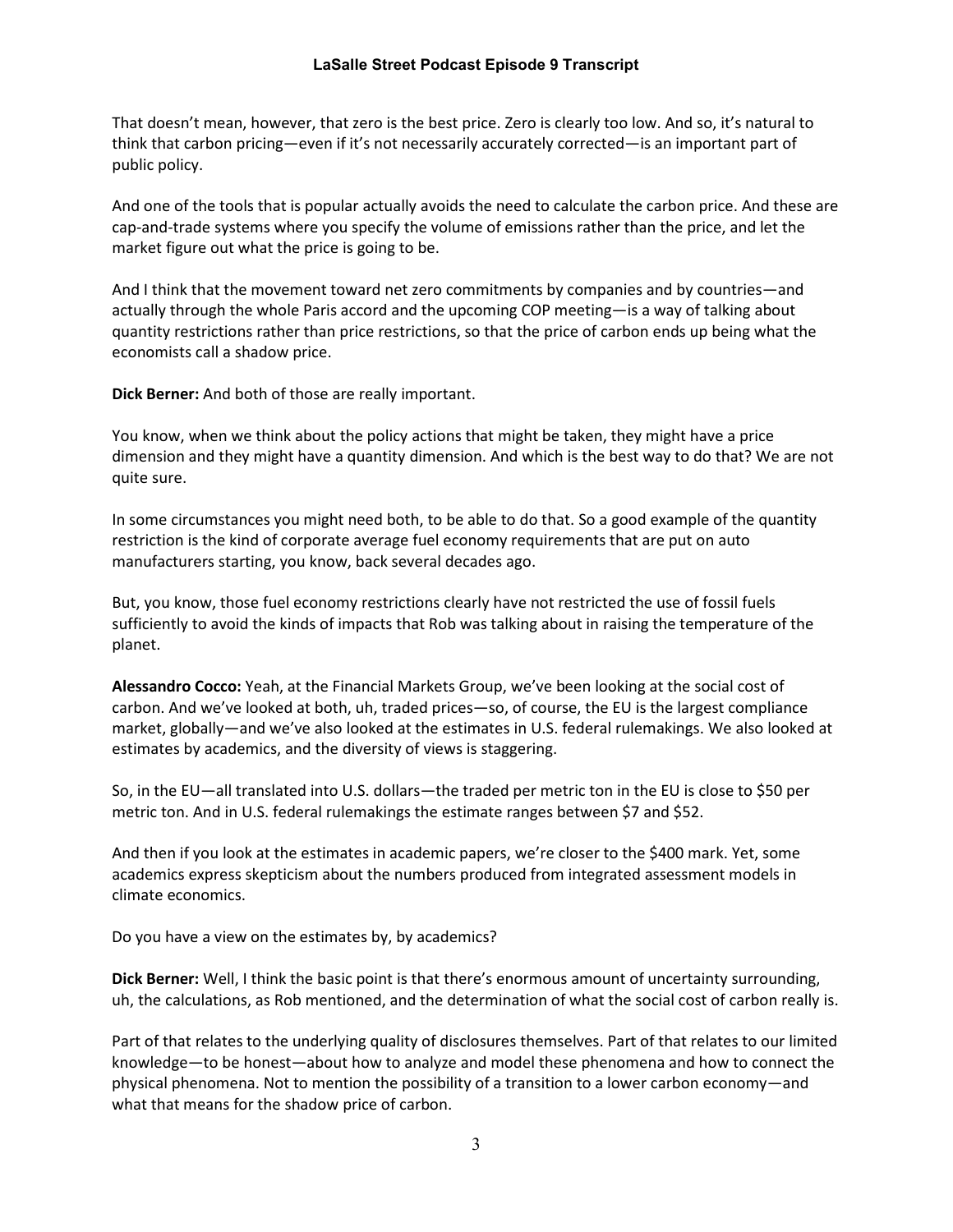That doesn't mean, however, that zero is the best price. Zero is clearly too low. And so, it's natural to think that carbon pricing—even if it's not necessarily accurately corrected—is an important part of public policy.

And one of the tools that is popular actually avoids the need to calculate the carbon price. And these are cap-and-trade systems where you specify the volume of emissions rather than the price, and let the market figure out what the price is going to be.

And I think that the movement toward net zero commitments by companies and by countries—and actually through the whole Paris accord and the upcoming COP meeting—is a way of talking about quantity restrictions rather than price restrictions, so that the price of carbon ends up being what the economists call a shadow price.

**Dick Berner:** And both of those are really important.

You know, when we think about the policy actions that might be taken, they might have a price dimension and they might have a quantity dimension. And which is the best way to do that? We are not quite sure.

In some circumstances you might need both, to be able to do that. So a good example of the quantity restriction is the kind of corporate average fuel economy requirements that are put on auto manufacturers starting, you know, back several decades ago.

But, you know, those fuel economy restrictions clearly have not restricted the use of fossil fuels sufficiently to avoid the kinds of impacts that Rob was talking about in raising the temperature of the planet.

**Alessandro Cocco:** Yeah, at the Financial Markets Group, we've been looking at the social cost of carbon. And we've looked at both, uh, traded prices—so, of course, the EU is the largest compliance market, globally—and we've also looked at the estimates in U.S. federal rulemakings. We also looked at estimates by academics, and the diversity of views is staggering.

So, in the EU—all translated into U.S. dollars—the traded per metric ton in the EU is close to $50 per metric ton. And in U.S. federal rulemakings the estimate ranges between $7 and $52.

And then if you look at the estimates in academic papers, we're closer to the $400 mark. Yet, some academics express skepticism about the numbers produced from integrated assessment models in climate economics.

Do you have a view on the estimates by, by academics?

**Dick Berner:** Well, I think the basic point is that there's enormous amount of uncertainty surrounding, uh, the calculations, as Rob mentioned, and the determination of what the social cost of carbon really is.

Part of that relates to the underlying quality of disclosures themselves. Part of that relates to our limited knowledge—to be honest—about how to analyze and model these phenomena and how to connect the physical phenomena. Not to mention the possibility of a transition to a lower carbon economy—and what that means for the shadow price of carbon.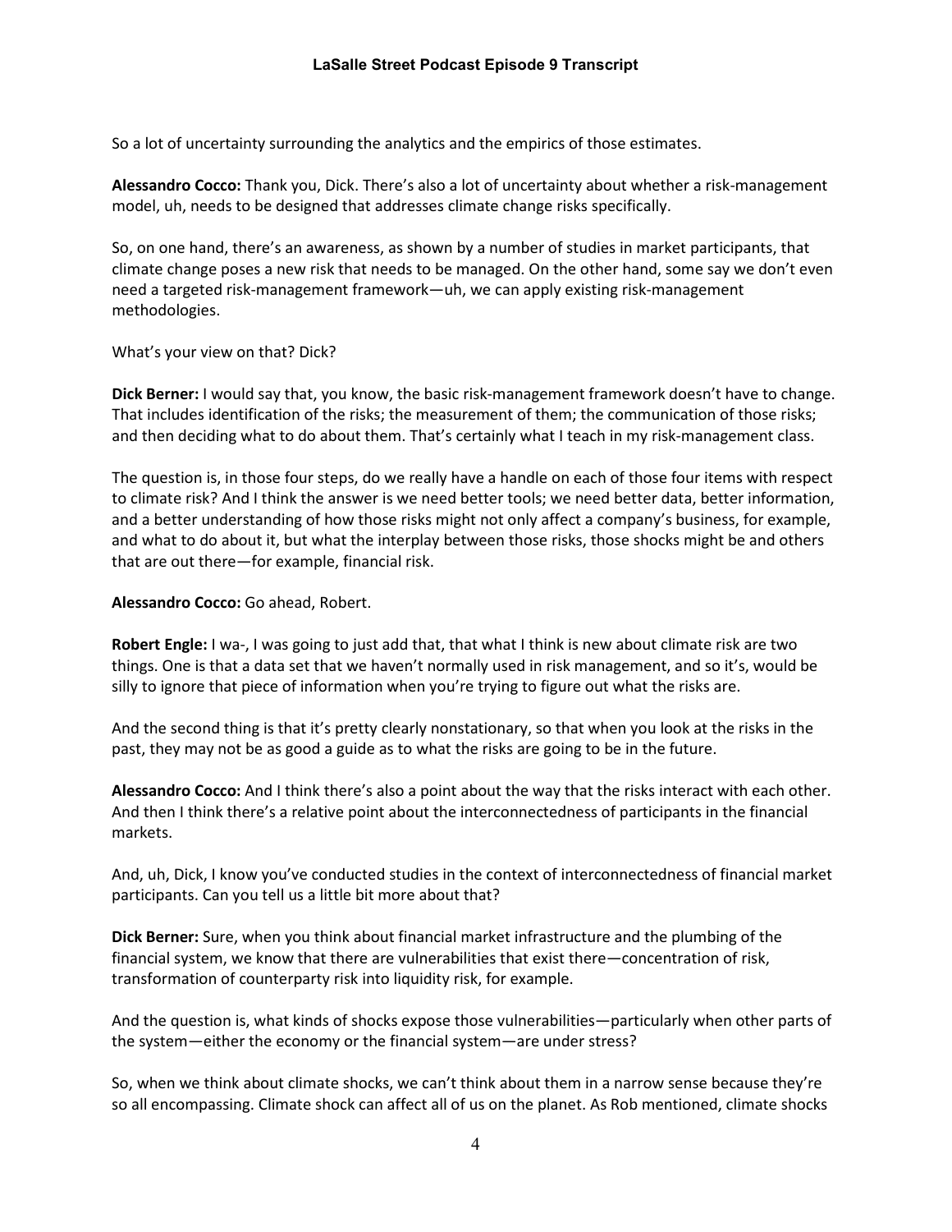So a lot of uncertainty surrounding the analytics and the empirics of those estimates.

**Alessandro Cocco:** Thank you, Dick. There's also a lot of uncertainty about whether a risk-management model, uh, needs to be designed that addresses climate change risks specifically.

So, on one hand, there's an awareness, as shown by a number of studies in market participants, that climate change poses a new risk that needs to be managed. On the other hand, some say we don't even need a targeted risk-management framework—uh, we can apply existing risk-management methodologies.

What's your view on that? Dick?

**Dick Berner:** I would say that, you know, the basic risk-management framework doesn't have to change. That includes identification of the risks; the measurement of them; the communication of those risks; and then deciding what to do about them. That's certainly what I teach in my risk-management class.

The question is, in those four steps, do we really have a handle on each of those four items with respect to climate risk? And I think the answer is we need better tools; we need better data, better information, and a better understanding of how those risks might not only affect a company's business, for example, and what to do about it, but what the interplay between those risks, those shocks might be and others that are out there—for example, financial risk.

**Alessandro Cocco:** Go ahead, Robert.

**Robert Engle:** I wa-, I was going to just add that, that what I think is new about climate risk are two things. One is that a data set that we haven't normally used in risk management, and so it's, would be silly to ignore that piece of information when you're trying to figure out what the risks are.

And the second thing is that it's pretty clearly nonstationary, so that when you look at the risks in the past, they may not be as good a guide as to what the risks are going to be in the future.

**Alessandro Cocco:** And I think there's also a point about the way that the risks interact with each other. And then I think there's a relative point about the interconnectedness of participants in the financial markets.

And, uh, Dick, I know you've conducted studies in the context of interconnectedness of financial market participants. Can you tell us a little bit more about that?

**Dick Berner:** Sure, when you think about financial market infrastructure and the plumbing of the financial system, we know that there are vulnerabilities that exist there—concentration of risk, transformation of counterparty risk into liquidity risk, for example.

And the question is, what kinds of shocks expose those vulnerabilities—particularly when other parts of the system—either the economy or the financial system—are under stress?

So, when we think about climate shocks, we can't think about them in a narrow sense because they're so all encompassing. Climate shock can affect all of us on the planet. As Rob mentioned, climate shocks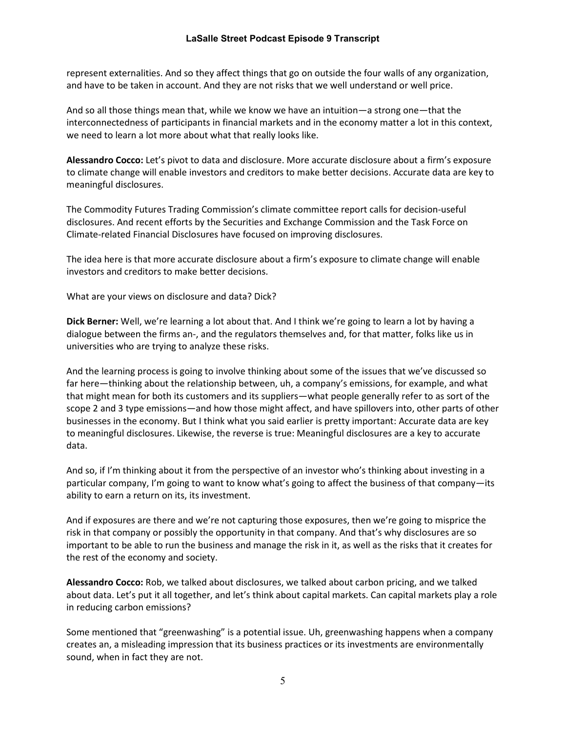represent externalities. And so they affect things that go on outside the four walls of any organization, and have to be taken in account. And they are not risks that we well understand or well price.

And so all those things mean that, while we know we have an intuition—a strong one—that the interconnectedness of participants in financial markets and in the economy matter a lot in this context, we need to learn a lot more about what that really looks like.

**Alessandro Cocco:** Let's pivot to data and disclosure. More accurate disclosure about a firm's exposure to climate change will enable investors and creditors to make better decisions. Accurate data are key to meaningful disclosures.

The Commodity Futures Trading Commission's climate committee report calls for decision-useful disclosures. And recent efforts by the Securities and Exchange Commission and the Task Force on Climate-related Financial Disclosures have focused on improving disclosures.

The idea here is that more accurate disclosure about a firm's exposure to climate change will enable investors and creditors to make better decisions.

What are your views on disclosure and data? Dick?

**Dick Berner:** Well, we're learning a lot about that. And I think we're going to learn a lot by having a dialogue between the firms an-, and the regulators themselves and, for that matter, folks like us in universities who are trying to analyze these risks.

And the learning process is going to involve thinking about some of the issues that we've discussed so far here—thinking about the relationship between, uh, a company's emissions, for example, and what that might mean for both its customers and its suppliers—what people generally refer to as sort of the scope 2 and 3 type emissions—and how those might affect, and have spillovers into, other parts of other businesses in the economy. But I think what you said earlier is pretty important: Accurate data are key to meaningful disclosures. Likewise, the reverse is true: Meaningful disclosures are a key to accurate data.

And so, if I'm thinking about it from the perspective of an investor who's thinking about investing in a particular company, I'm going to want to know what's going to affect the business of that company—its ability to earn a return on its, its investment.

And if exposures are there and we're not capturing those exposures, then we're going to misprice the risk in that company or possibly the opportunity in that company. And that's why disclosures are so important to be able to run the business and manage the risk in it, as well as the risks that it creates for the rest of the economy and society.

**Alessandro Cocco:** Rob, we talked about disclosures, we talked about carbon pricing, and we talked about data. Let's put it all together, and let's think about capital markets. Can capital markets play a role in reducing carbon emissions?

Some mentioned that "greenwashing" is a potential issue. Uh, greenwashing happens when a company creates an, a misleading impression that its business practices or its investments are environmentally sound, when in fact they are not.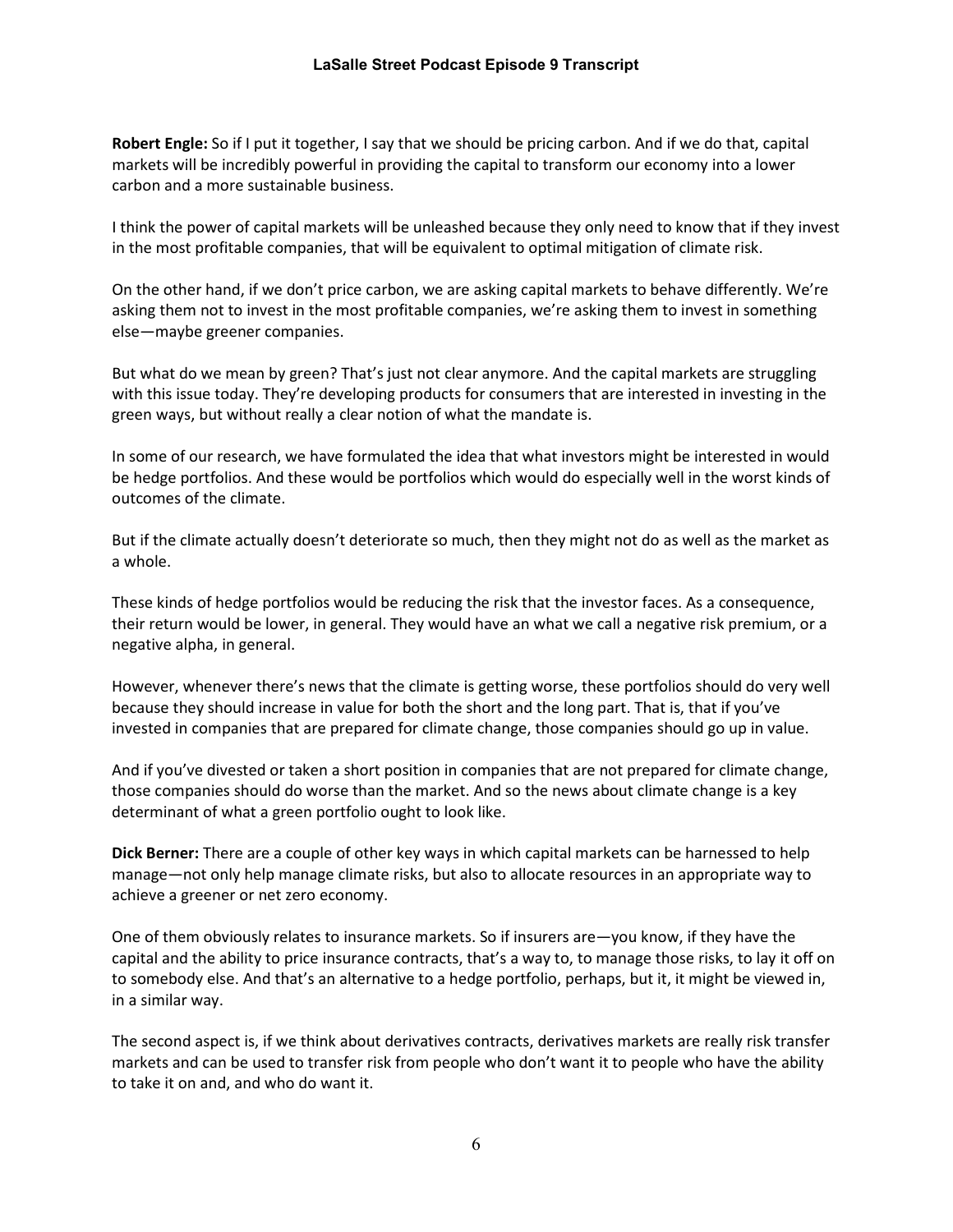**Robert Engle:** So if I put it together, I say that we should be pricing carbon. And if we do that, capital markets will be incredibly powerful in providing the capital to transform our economy into a lower carbon and a more sustainable business.

I think the power of capital markets will be unleashed because they only need to know that if they invest in the most profitable companies, that will be equivalent to optimal mitigation of climate risk.

On the other hand, if we don't price carbon, we are asking capital markets to behave differently. We're asking them not to invest in the most profitable companies, we're asking them to invest in something else—maybe greener companies.

But what do we mean by green? That's just not clear anymore. And the capital markets are struggling with this issue today. They're developing products for consumers that are interested in investing in the green ways, but without really a clear notion of what the mandate is.

In some of our research, we have formulated the idea that what investors might be interested in would be hedge portfolios. And these would be portfolios which would do especially well in the worst kinds of outcomes of the climate.

But if the climate actually doesn't deteriorate so much, then they might not do as well as the market as a whole.

These kinds of hedge portfolios would be reducing the risk that the investor faces. As a consequence, their return would be lower, in general. They would have an what we call a negative risk premium, or a negative alpha, in general.

However, whenever there's news that the climate is getting worse, these portfolios should do very well because they should increase in value for both the short and the long part. That is, that if you've invested in companies that are prepared for climate change, those companies should go up in value.

And if you've divested or taken a short position in companies that are not prepared for climate change, those companies should do worse than the market. And so the news about climate change is a key determinant of what a green portfolio ought to look like.

**Dick Berner:** There are a couple of other key ways in which capital markets can be harnessed to help manage—not only help manage climate risks, but also to allocate resources in an appropriate way to achieve a greener or net zero economy.

One of them obviously relates to insurance markets. So if insurers are—you know, if they have the capital and the ability to price insurance contracts, that's a way to, to manage those risks, to lay it off on to somebody else. And that's an alternative to a hedge portfolio, perhaps, but it, it might be viewed in, in a similar way.

The second aspect is, if we think about derivatives contracts, derivatives markets are really risk transfer markets and can be used to transfer risk from people who don't want it to people who have the ability to take it on and, and who do want it.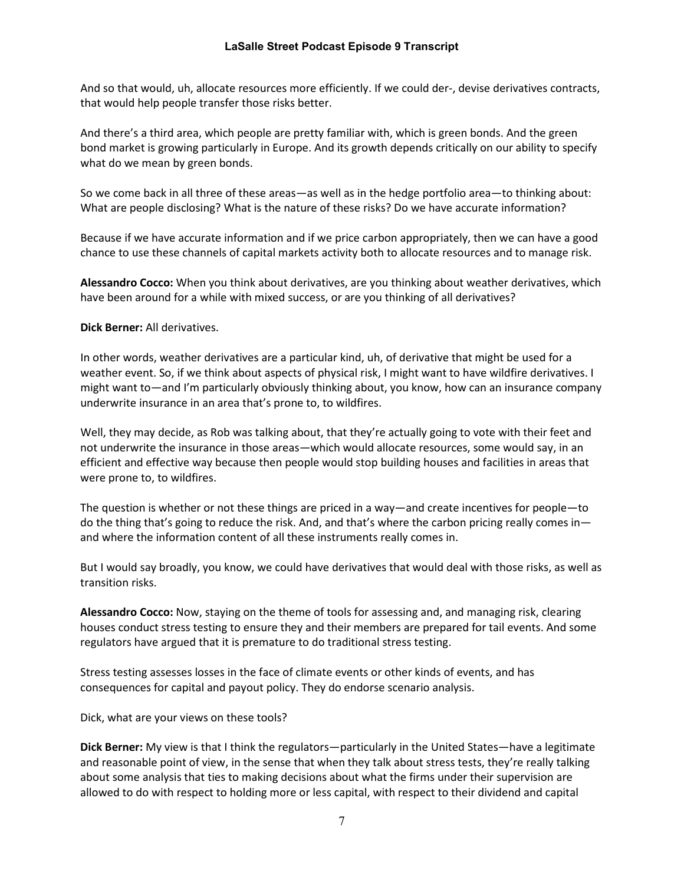And so that would, uh, allocate resources more efficiently. If we could der-, devise derivatives contracts, that would help people transfer those risks better.

And there's a third area, which people are pretty familiar with, which is green bonds. And the green bond market is growing particularly in Europe. And its growth depends critically on our ability to specify what do we mean by green bonds.

So we come back in all three of these areas—as well as in the hedge portfolio area—to thinking about: What are people disclosing? What is the nature of these risks? Do we have accurate information?

Because if we have accurate information and if we price carbon appropriately, then we can have a good chance to use these channels of capital markets activity both to allocate resources and to manage risk.

**Alessandro Cocco:** When you think about derivatives, are you thinking about weather derivatives, which have been around for a while with mixed success, or are you thinking of all derivatives?

**Dick Berner:** All derivatives.

In other words, weather derivatives are a particular kind, uh, of derivative that might be used for a weather event. So, if we think about aspects of physical risk, I might want to have wildfire derivatives. I might want to—and I'm particularly obviously thinking about, you know, how can an insurance company underwrite insurance in an area that's prone to, to wildfires.

Well, they may decide, as Rob was talking about, that they're actually going to vote with their feet and not underwrite the insurance in those areas—which would allocate resources, some would say, in an efficient and effective way because then people would stop building houses and facilities in areas that were prone to, to wildfires.

The question is whether or not these things are priced in a way—and create incentives for people—to do the thing that's going to reduce the risk. And, and that's where the carbon pricing really comes in—and where the information content of all these instruments really comes in.

But I would say broadly, you know, we could have derivatives that would deal with those risks, as well as transition risks.

**Alessandro Cocco:** Now, staying on the theme of tools for assessing and, and managing risk, clearing houses conduct stress testing to ensure they and their members are prepared for tail events. And some regulators have argued that it is premature to do traditional stress testing.

Stress testing assesses losses in the face of climate events or other kinds of events, and has consequences for capital and payout policy. They do endorse scenario analysis.

Dick, what are your views on these tools?

**Dick Berner:** My view is that I think the regulators—particularly in the United States—have a legitimate and reasonable point of view, in the sense that when they talk about stress tests, they're really talking about some analysis that ties to making decisions about what the firms under their supervision are allowed to do with respect to holding more or less capital, with respect to their dividend and capital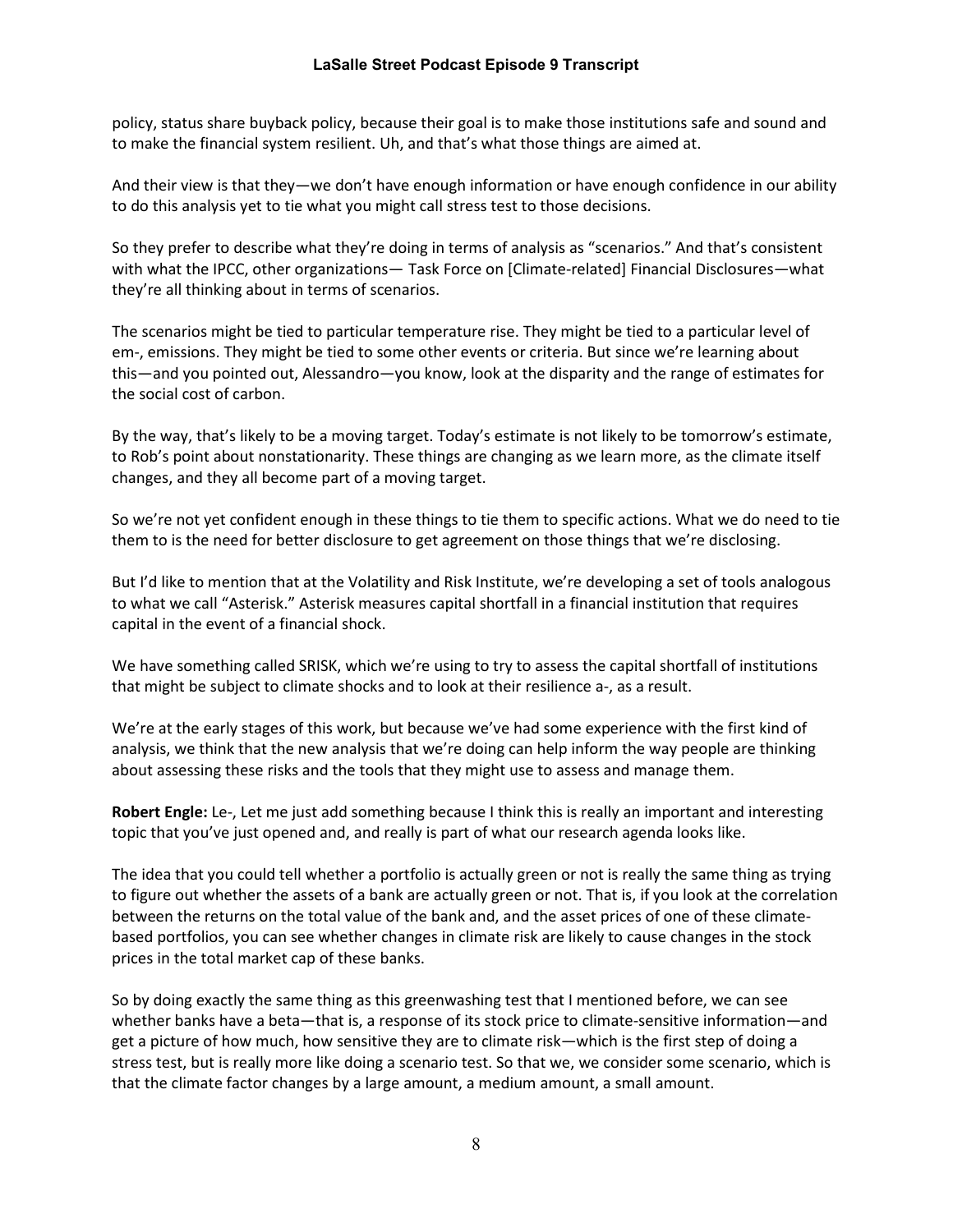policy, status share buyback policy, because their goal is to make those institutions safe and sound and to make the financial system resilient. Uh, and that's what those things are aimed at.

And their view is that they—we don't have enough information or have enough confidence in our ability to do this analysis yet to tie what you might call stress test to those decisions.

So they prefer to describe what they're doing in terms of analysis as "scenarios." And that's consistent with what the IPCC, other organizations— Task Force on [Climate-related] Financial Disclosures—what they're all thinking about in terms of scenarios.

The scenarios might be tied to particular temperature rise. They might be tied to a particular level of em-, emissions. They might be tied to some other events or criteria. But since we're learning about this—and you pointed out, Alessandro—you know, look at the disparity and the range of estimates for the social cost of carbon.

By the way, that's likely to be a moving target. Today's estimate is not likely to be tomorrow's estimate, to Rob's point about nonstationarity. These things are changing as we learn more, as the climate itself changes, and they all become part of a moving target.

So we're not yet confident enough in these things to tie them to specific actions. What we do need to tie them to is the need for better disclosure to get agreement on those things that we're disclosing.

But I'd like to mention that at the Volatility and Risk Institute, we're developing a set of tools analogous to what we call "Asterisk." Asterisk measures capital shortfall in a financial institution that requires capital in the event of a financial shock.

We have something called SRISK, which we're using to try to assess the capital shortfall of institutions that might be subject to climate shocks and to look at their resilience a-, as a result.

We're at the early stages of this work, but because we've had some experience with the first kind of analysis, we think that the new analysis that we're doing can help inform the way people are thinking about assessing these risks and the tools that they might use to assess and manage them.

**Robert Engle:** Le-, Let me just add something because I think this is really an important and interesting topic that you've just opened and, and really is part of what our research agenda looks like.

The idea that you could tell whether a portfolio is actually green or not is really the same thing as trying to figure out whether the assets of a bank are actually green or not. That is, if you look at the correlation between the returns on the total value of the bank and, and the asset prices of one of these climate-based portfolios, you can see whether changes in climate risk are likely to cause changes in the stock prices in the total market cap of these banks.

So by doing exactly the same thing as this greenwashing test that I mentioned before, we can see whether banks have a beta—that is, a response of its stock price to climate-sensitive information—and get a picture of how much, how sensitive they are to climate risk—which is the first step of doing a stress test, but is really more like doing a scenario test. So that we, we consider some scenario, which is that the climate factor changes by a large amount, a medium amount, a small amount.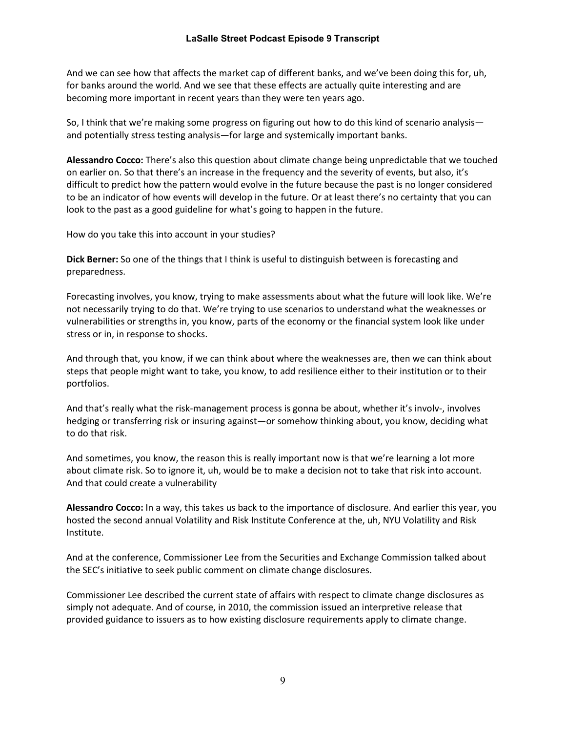And we can see how that affects the market cap of different banks, and we've been doing this for, uh, for banks around the world. And we see that these effects are actually quite interesting and are becoming more important in recent years than they were ten years ago.

So, I think that we're making some progress on figuring out how to do this kind of scenario analysis—and potentially stress testing analysis—for large and systemically important banks.

**Alessandro Cocco:** There's also this question about climate change being unpredictable that we touched on earlier on. So that there's an increase in the frequency and the severity of events, but also, it's difficult to predict how the pattern would evolve in the future because the past is no longer considered to be an indicator of how events will develop in the future. Or at least there's no certainty that you can look to the past as a good guideline for what's going to happen in the future.

How do you take this into account in your studies?

**Dick Berner:** So one of the things that I think is useful to distinguish between is forecasting and preparedness.

Forecasting involves, you know, trying to make assessments about what the future will look like. We're not necessarily trying to do that. We're trying to use scenarios to understand what the weaknesses or vulnerabilities or strengths in, you know, parts of the economy or the financial system look like under stress or in, in response to shocks.

And through that, you know, if we can think about where the weaknesses are, then we can think about steps that people might want to take, you know, to add resilience either to their institution or to their portfolios.

And that's really what the risk-management process is gonna be about, whether it's involv-, involves hedging or transferring risk or insuring against—or somehow thinking about, you know, deciding what to do that risk.

And sometimes, you know, the reason this is really important now is that we're learning a lot more about climate risk. So to ignore it, uh, would be to make a decision not to take that risk into account. And that could create a vulnerability

**Alessandro Cocco:** In a way, this takes us back to the importance of disclosure. And earlier this year, you hosted the second annual Volatility and Risk Institute Conference at the, uh, NYU Volatility and Risk Institute.

And at the conference, Commissioner Lee from the Securities and Exchange Commission talked about the SEC's initiative to seek public comment on climate change disclosures.

Commissioner Lee described the current state of affairs with respect to climate change disclosures as simply not adequate. And of course, in 2010, the commission issued an interpretive release that provided guidance to issuers as to how existing disclosure requirements apply to climate change.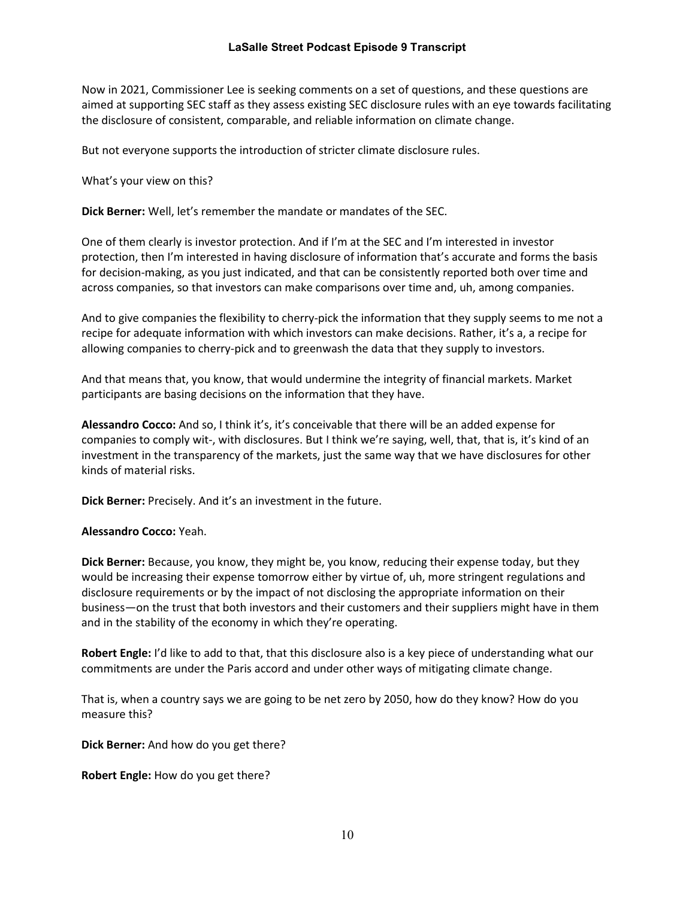Now in 2021, Commissioner Lee is seeking comments on a set of questions, and these questions are aimed at supporting SEC staff as they assess existing SEC disclosure rules with an eye towards facilitating the disclosure of consistent, comparable, and reliable information on climate change.

But not everyone supports the introduction of stricter climate disclosure rules.

What's your view on this?

**Dick Berner:** Well, let's remember the mandate or mandates of the SEC.

One of them clearly is investor protection. And if I'm at the SEC and I'm interested in investor protection, then I'm interested in having disclosure of information that's accurate and forms the basis for decision-making, as you just indicated, and that can be consistently reported both over time and across companies, so that investors can make comparisons over time and, uh, among companies.

And to give companies the flexibility to cherry-pick the information that they supply seems to me not a recipe for adequate information with which investors can make decisions. Rather, it's a, a recipe for allowing companies to cherry-pick and to greenwash the data that they supply to investors.

And that means that, you know, that would undermine the integrity of financial markets. Market participants are basing decisions on the information that they have.

**Alessandro Cocco:** And so, I think it's, it's conceivable that there will be an added expense for companies to comply wit-, with disclosures. But I think we're saying, well, that, that is, it's kind of an investment in the transparency of the markets, just the same way that we have disclosures for other kinds of material risks.

**Dick Berner:** Precisely. And it's an investment in the future.

**Alessandro Cocco:** Yeah.

**Dick Berner:** Because, you know, they might be, you know, reducing their expense today, but they would be increasing their expense tomorrow either by virtue of, uh, more stringent regulations and disclosure requirements or by the impact of not disclosing the appropriate information on their business—on the trust that both investors and their customers and their suppliers might have in them and in the stability of the economy in which they're operating.

**Robert Engle:** I'd like to add to that, that this disclosure also is a key piece of understanding what our commitments are under the Paris accord and under other ways of mitigating climate change.

That is, when a country says we are going to be net zero by 2050, how do they know? How do you measure this?

**Dick Berner:** And how do you get there?

**Robert Engle:** How do you get there?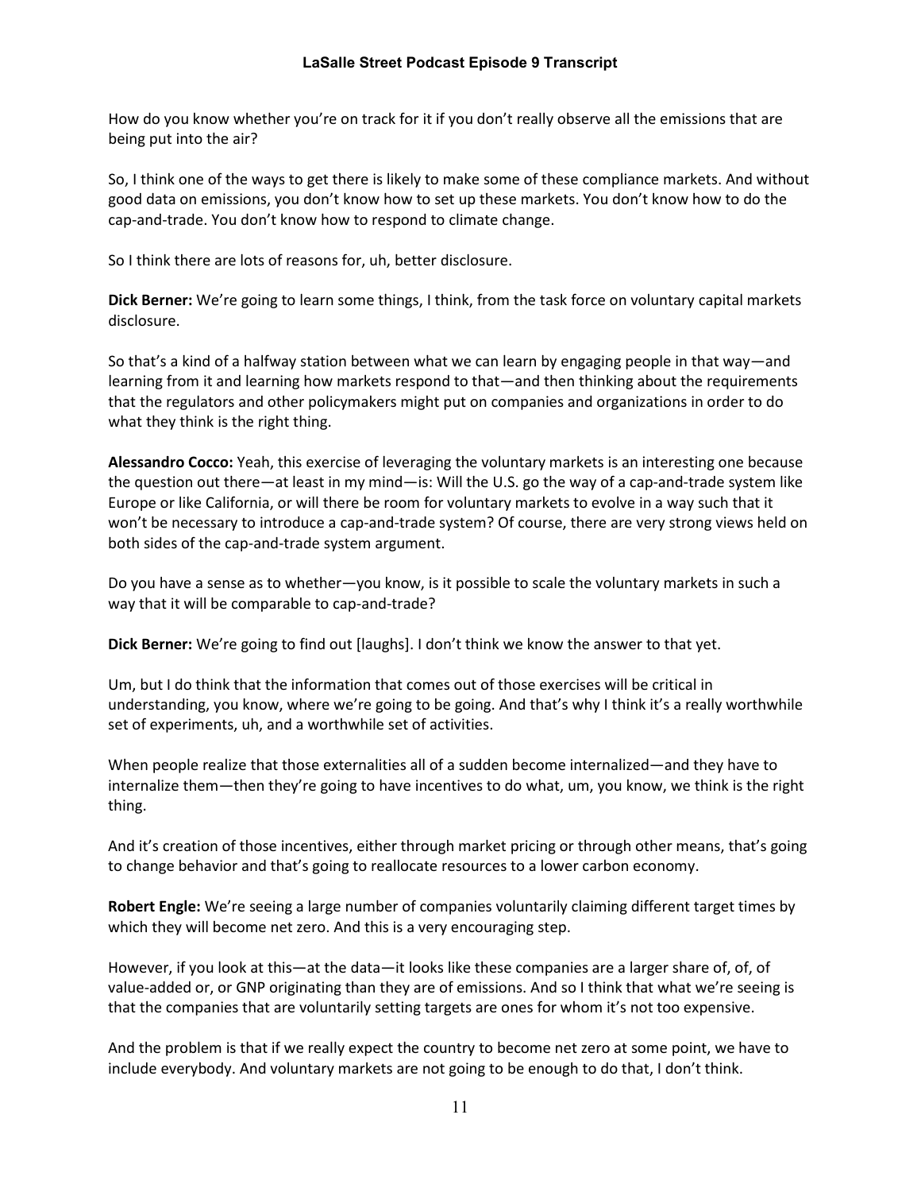How do you know whether you're on track for it if you don't really observe all the emissions that are being put into the air?

So, I think one of the ways to get there is likely to make some of these compliance markets. And without good data on emissions, you don't know how to set up these markets. You don't know how to do the cap-and-trade. You don't know how to respond to climate change.

So I think there are lots of reasons for, uh, better disclosure.

**Dick Berner:** We're going to learn some things, I think, from the task force on voluntary capital markets disclosure.

So that's a kind of a halfway station between what we can learn by engaging people in that way—and learning from it and learning how markets respond to that—and then thinking about the requirements that the regulators and other policymakers might put on companies and organizations in order to do what they think is the right thing.

**Alessandro Cocco:** Yeah, this exercise of leveraging the voluntary markets is an interesting one because the question out there—at least in my mind—is: Will the U.S. go the way of a cap-and-trade system like Europe or like California, or will there be room for voluntary markets to evolve in a way such that it won't be necessary to introduce a cap-and-trade system? Of course, there are very strong views held on both sides of the cap-and-trade system argument.

Do you have a sense as to whether—you know, is it possible to scale the voluntary markets in such a way that it will be comparable to cap-and-trade?

**Dick Berner:** We're going to find out [laughs]. I don't think we know the answer to that yet.

Um, but I do think that the information that comes out of those exercises will be critical in understanding, you know, where we're going to be going. And that's why I think it's a really worthwhile set of experiments, uh, and a worthwhile set of activities.

When people realize that those externalities all of a sudden become internalized—and they have to internalize them—then they're going to have incentives to do what, um, you know, we think is the right thing.

And it's creation of those incentives, either through market pricing or through other means, that's going to change behavior and that's going to reallocate resources to a lower carbon economy.

**Robert Engle:** We're seeing a large number of companies voluntarily claiming different target times by which they will become net zero. And this is a very encouraging step.

However, if you look at this—at the data—it looks like these companies are a larger share of, of, of value-added or, or GNP originating than they are of emissions. And so I think that what we're seeing is that the companies that are voluntarily setting targets are ones for whom it's not too expensive.

And the problem is that if we really expect the country to become net zero at some point, we have to include everybody. And voluntary markets are not going to be enough to do that, I don't think.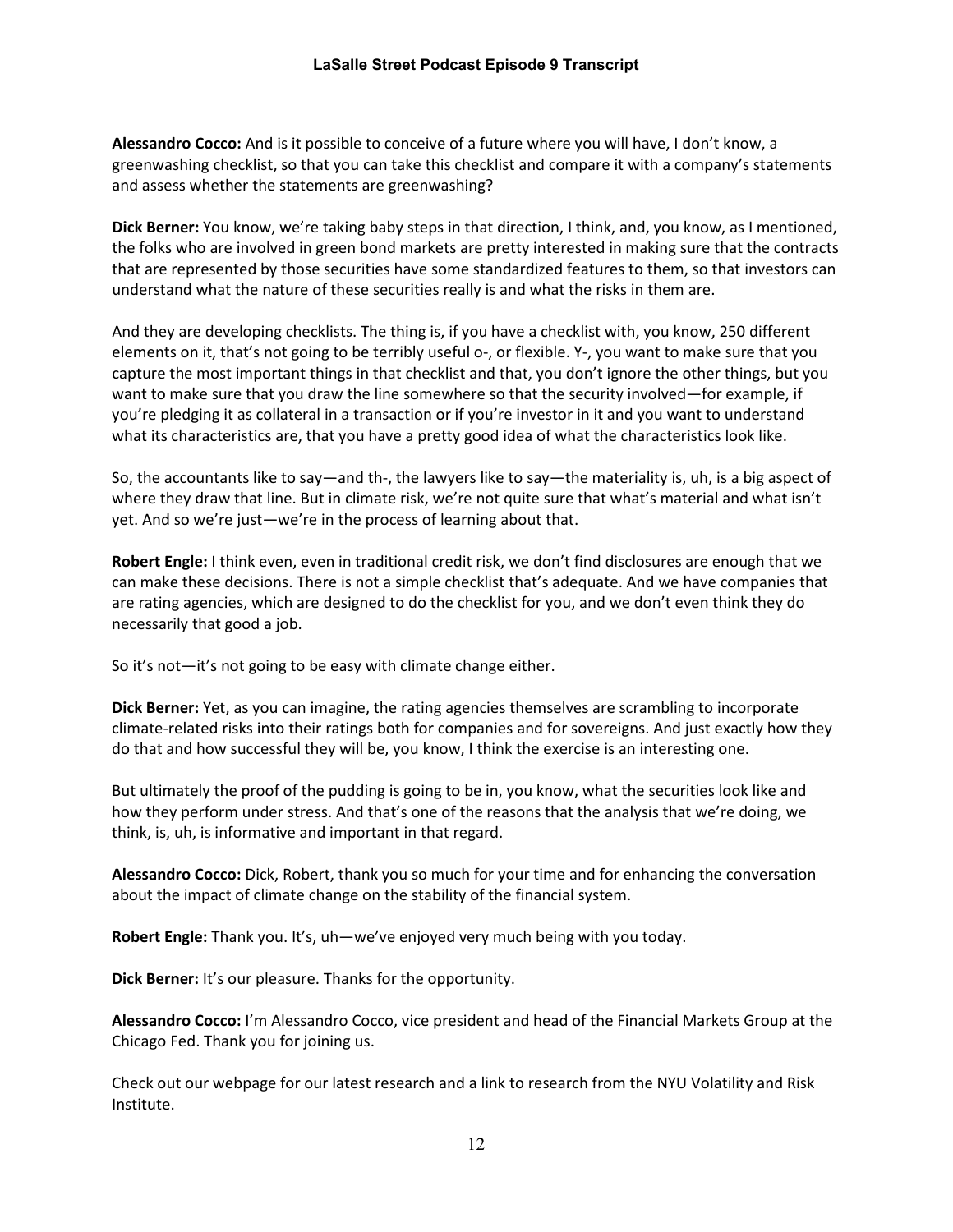**Alessandro Cocco:** And is it possible to conceive of a future where you will have, I don't know, a greenwashing checklist, so that you can take this checklist and compare it with a company's statements and assess whether the statements are greenwashing?

**Dick Berner:** You know, we're taking baby steps in that direction, I think, and, you know, as I mentioned, the folks who are involved in green bond markets are pretty interested in making sure that the contracts that are represented by those securities have some standardized features to them, so that investors can understand what the nature of these securities really is and what the risks in them are.

And they are developing checklists. The thing is, if you have a checklist with, you know, 250 different elements on it, that's not going to be terribly useful o-, or flexible. Y-, you want to make sure that you capture the most important things in that checklist and that, you don't ignore the other things, but you want to make sure that you draw the line somewhere so that the security involved—for example, if you're pledging it as collateral in a transaction or if you're investor in it and you want to understand what its characteristics are, that you have a pretty good idea of what the characteristics look like.

So, the accountants like to say—and th-, the lawyers like to say—the materiality is, uh, is a big aspect of where they draw that line. But in climate risk, we're not quite sure that what's material and what isn't yet. And so we're just—we're in the process of learning about that.

**Robert Engle:** I think even, even in traditional credit risk, we don't find disclosures are enough that we can make these decisions. There is not a simple checklist that's adequate. And we have companies that are rating agencies, which are designed to do the checklist for you, and we don't even think they do necessarily that good a job.

So it's not—it's not going to be easy with climate change either.

**Dick Berner:** Yet, as you can imagine, the rating agencies themselves are scrambling to incorporate climate-related risks into their ratings both for companies and for sovereigns. And just exactly how they do that and how successful they will be, you know, I think the exercise is an interesting one.

But ultimately the proof of the pudding is going to be in, you know, what the securities look like and how they perform under stress. And that's one of the reasons that the analysis that we're doing, we think, is, uh, is informative and important in that regard.

**Alessandro Cocco:** Dick, Robert, thank you so much for your time and for enhancing the conversation about the impact of climate change on the stability of the financial system.

**Robert Engle:** Thank you. It's, uh—we've enjoyed very much being with you today.

**Dick Berner:** It's our pleasure. Thanks for the opportunity.

**Alessandro Cocco:** I'm Alessandro Cocco, vice president and head of the Financial Markets Group at the Chicago Fed. Thank you for joining us.

Check out our webpage for our latest research and a link to research from the NYU Volatility and Risk Institute.